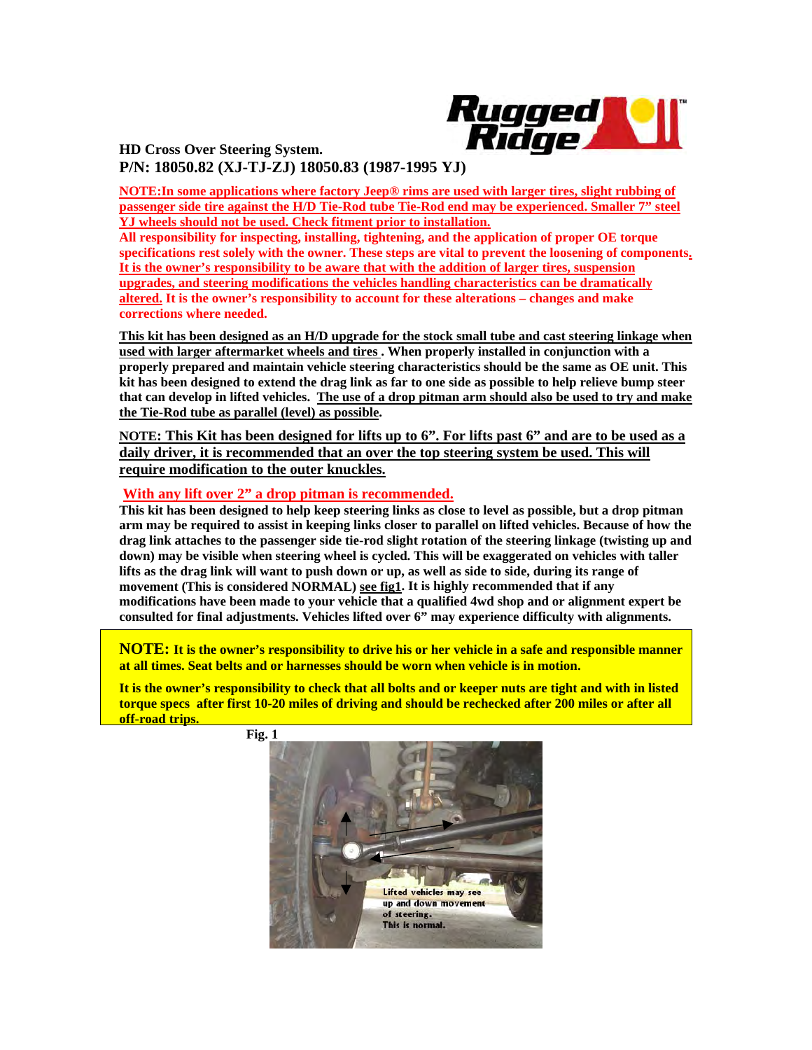**HD Cross Over Steering System.**

**P/N: 18050.82 (XJ-TJ-ZJ) 18050.83 (1987-1995 YJ)**

**NOTE:In some applications where factory Jeep® rims are used with larger tires, slight rubbing of passenger side tire against the H/D Tie-Rod tube Tie-Rod end may be experienced. Smaller 7" steel YJ wheels should not be used. Check fitment prior to installation.**

**All responsibility for inspecting, installing, tightening, and the application of proper OE torque specifications rest solely with the owner. These steps are vital to prevent the loosening of components. It is the owner's responsibility to be aware that with the addition of larger tires, suspension upgrades, and steering modifications the vehicles handling characteristics can be dramatically altered. It is the owner's responsibility to account for these alterations – changes and make corrections where needed.**

**This kit has been designed as an H/D upgrade for the stock small tube and cast steering linkage when used with larger aftermarket wheels and tires . When properly installed in conjunction with a properly prepared and maintain vehicle steering characteristics should be the same as OE unit. This kit has been designed to extend the drag link as far to one side as possible to help relieve bump steer that can develop in lifted vehicles. The use of a drop pitman arm should also be used to try and make the Tie-Rod tube as parallel (level) as possible.**

**NOTE: This Kit has been designed for lifts up to 6". For lifts past 6" and are to be used as a daily driver, it is recommended that an over the top steering system be used. This will require modification to the outer knuckles.**

**With any lift over 2" a drop pitman is recommended.**

**This kit has been designed to help keep steering links as close to level as possible, but a drop pitman arm may be required to assist in keeping links closer to parallel on lifted vehicles. Because of how the drag link attaches to the passenger side tie-rod slight rotation of the steering linkage (twisting up and down) may be visible when steering wheel is cycled. This will be exaggerated on vehicles with taller lifts as the drag link will want to push down or up, as well as side to side, during its range of movement (This is considered NORMAL) see fig1. It is highly recommended that if any modifications have been made to your vehicle that a qualified 4wd shop and or alignment expert be consulted for final adjustments. Vehicles lifted over 6" may experience difficulty with alignments.**

**NOTE: It is the owner's responsibility to drive his or her vehicle in a safe and responsible manner at all times. Seat belts and or harnesses should be worn when vehicle is in motion.**

**It is the owner's responsibility to check that all bolts and or keeper nuts are tight and with in listed torque specs after first 10-20 miles of driving and should be rechecked after 200 miles or after all off-road trips.**

**Fig. 1**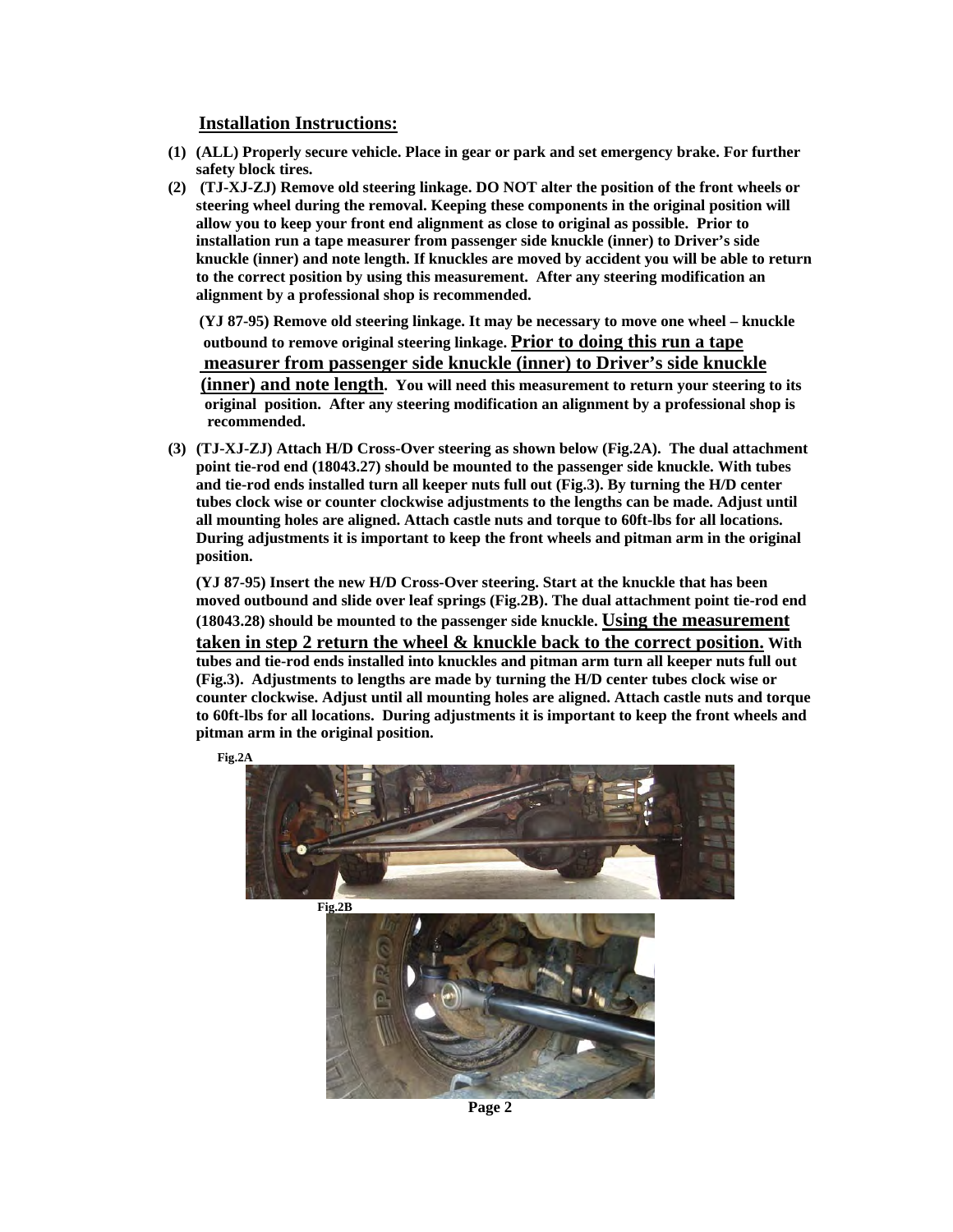## Installation Instructions:

**(1) (ALL) Properly secure vehicle. Place in gear or park and set emergency brake. For further safety block tires.**

**(2) (TJ-XJ-ZJ) Remove old steering linkage. DO NOT alter the position of the front wheels or steering wheel during the removal. Keeping these components in the original position will allow you to keep your front end alignment as close to original as possible. Prior to installation run a tape measurer from passenger side knuckle (inner) to Driver's side knuckle (inner) and note length. If knuckles are moved by accident you will be able to return to the correct position by using this measurement. After any steering modification an alignment by a professional shop is recommended.**

**(YJ 87-95) Remove old steering linkage. It may be necessary to move one wheel – knuckle outbound to remove original steering linkage. <u>Prior to doing this run a tape measurer from passenger side knuckle (inner) to Driver's side knuckle (inner) and note length</u>. You will need this measurement to return your steering to its original position. After any steering modification an alignment by a professional shop is recommended.**

**(3) (TJ-XJ-ZJ) Attach H/D Cross-Over steering as shown below (Fig.2A). The dual attachment point tie-rod end (18043.27) should be mounted to the passenger side knuckle. With tubes and tie-rod ends installed turn all keeper nuts full out (Fig.3). By turning the H/D center tubes clock wise or counter clockwise adjustments to the lengths can be made. Adjust until all mounting holes are aligned. Attach castle nuts and torque to 60ft-lbs for all locations. During adjustments it is important to keep the front wheels and pitman arm in the original position.**

**(YJ 87-95) Insert the new H/D Cross-Over steering. Start at the knuckle that has been moved outbound and slide over leaf springs (Fig.2B). The dual attachment point tie-rod end (18043.28) should be mounted to the passenger side knuckle. <u>Using the measurement taken in step 2 return the wheel & knuckle back to the correct position.</u> With tubes and tie-rod ends installed into knuckles and pitman arm turn all keeper nuts full out (Fig.3). Adjustments to lengths are made by turning the H/D center tubes clock wise or counter clockwise. Adjust until all mounting holes are aligned. Attach castle nuts and torque to 60ft-lbs for all locations. During adjustments it is important to keep the front wheels and pitman arm in the original position.**

**Fig.2A**

**Fig.2B**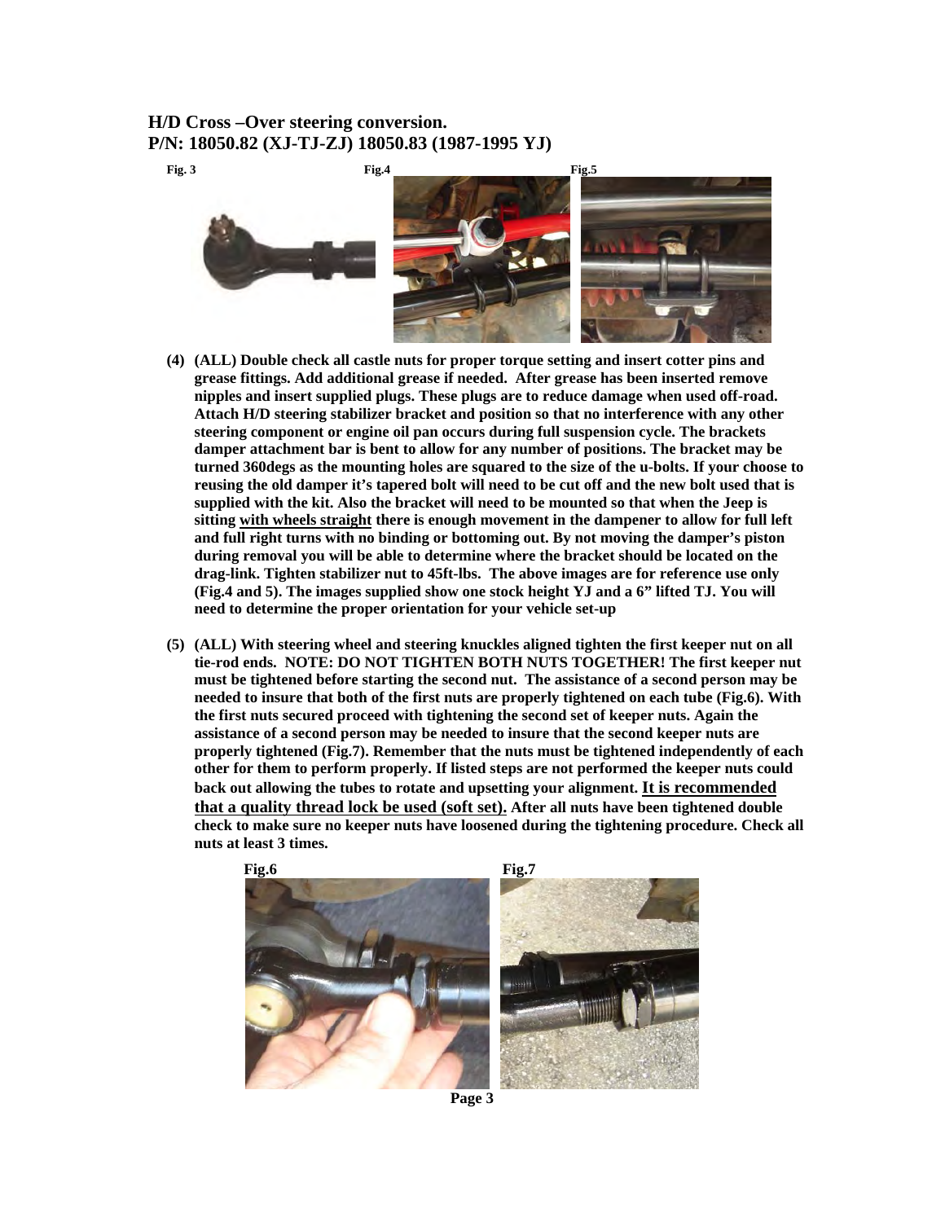**H/D Cross –Over steering conversion.**
**P/N: 18050.82 (XJ-TJ-ZJ) 18050.83 (1987-1995 YJ)**

Fig. 3 Fig.4 Fig.5

**(4) (ALL) Double check all castle nuts for proper torque setting and insert cotter pins and grease fittings. Add additional grease if needed. After grease has been inserted remove nipples and insert supplied plugs. These plugs are to reduce damage when used off-road. Attach H/D steering stabilizer bracket and position so that no interference with any other steering component or engine oil pan occurs during full suspension cycle. The brackets damper attachment bar is bent to allow for any number of positions. The bracket may be turned 360degs as the mounting holes are squared to the size of the u-bolts. If your choose to reusing the old damper it's tapered bolt will need to be cut off and the new bolt used that is supplied with the kit. Also the bracket will need to be mounted so that when the Jeep is sitting with wheels straight there is enough movement in the dampener to allow for full left and full right turns with no binding or bottoming out. By not moving the damper's piston during removal you will be able to determine where the bracket should be located on the drag-link. Tighten stabilizer nut to 45ft-lbs. The above images are for reference use only (Fig.4 and 5). The images supplied show one stock height YJ and a 6" lifted TJ. You will need to determine the proper orientation for your vehicle set-up**

**(5) (ALL) With steering wheel and steering knuckles aligned tighten the first keeper nut on all tie-rod ends. NOTE: DO NOT TIGHTEN BOTH NUTS TOGETHER! The first keeper nut must be tightened before starting the second nut. The assistance of a second person may be needed to insure that both of the first nuts are properly tightened on each tube (Fig.6). With the first nuts secured proceed with tightening the second set of keeper nuts. Again the assistance of a second person may be needed to insure that the second keeper nuts are properly tightened (Fig.7). Remember that the nuts must be tightened independently of each other for them to perform properly. If listed steps are not performed the keeper nuts could back out allowing the tubes to rotate and upsetting your alignment. It is recommended that a quality thread lock be used (soft set). After all nuts have been tightened double check to make sure no keeper nuts have loosened during the tightening procedure. Check all nuts at least 3 times.**

Fig.6 Fig.7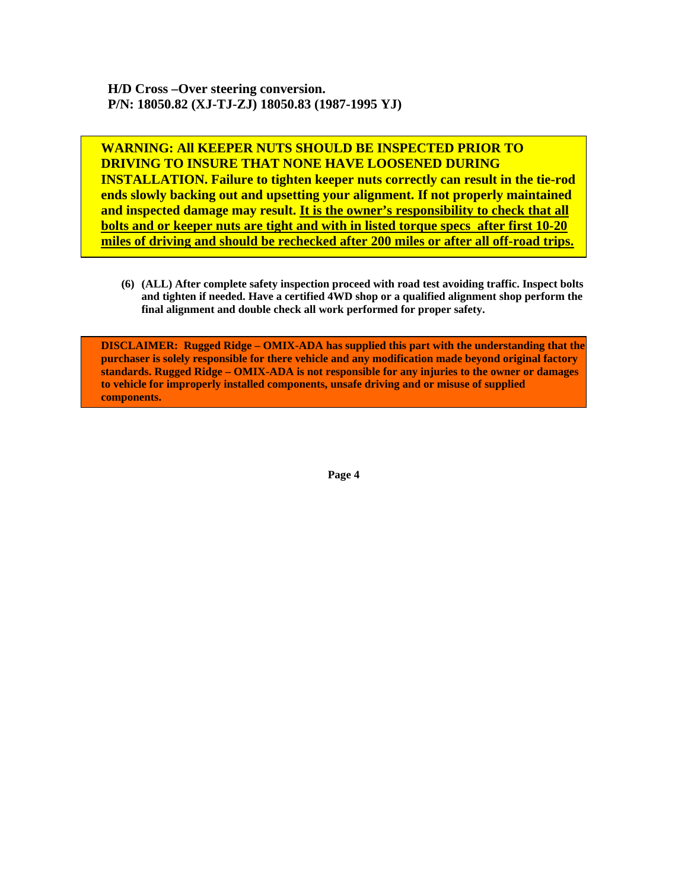**H/D Cross –Over steering conversion.**
**P/N: 18050.82 (XJ-TJ-ZJ) 18050.83 (1987-1995 YJ)**

**WARNING: All KEEPER NUTS SHOULD BE INSPECTED PRIOR TO DRIVING TO INSURE THAT NONE HAVE LOOSENED DURING INSTALLATION. Failure to tighten keeper nuts correctly can result in the tie-rod ends slowly backing out and upsetting your alignment. If not properly maintained and inspected damage may result. <u>It is the owner's responsibility to check that all bolts and or keeper nuts are tight and with in listed torque specs after first 10-20 miles of driving and should be rechecked after 200 miles or after all off-road trips.</u>**

**(6) (ALL) After complete safety inspection proceed with road test avoiding traffic. Inspect bolts and tighten if needed. Have a certified 4WD shop or a qualified alignment shop perform the final alignment and double check all work performed for proper safety.**

**DISCLAIMER: Rugged Ridge – OMIX-ADA has supplied this part with the understanding that the purchaser is solely responsible for there vehicle and any modification made beyond original factory standards. Rugged Ridge – OMIX-ADA is not responsible for any injuries to the owner or damages to vehicle for improperly installed components, unsafe driving and or misuse of supplied components.**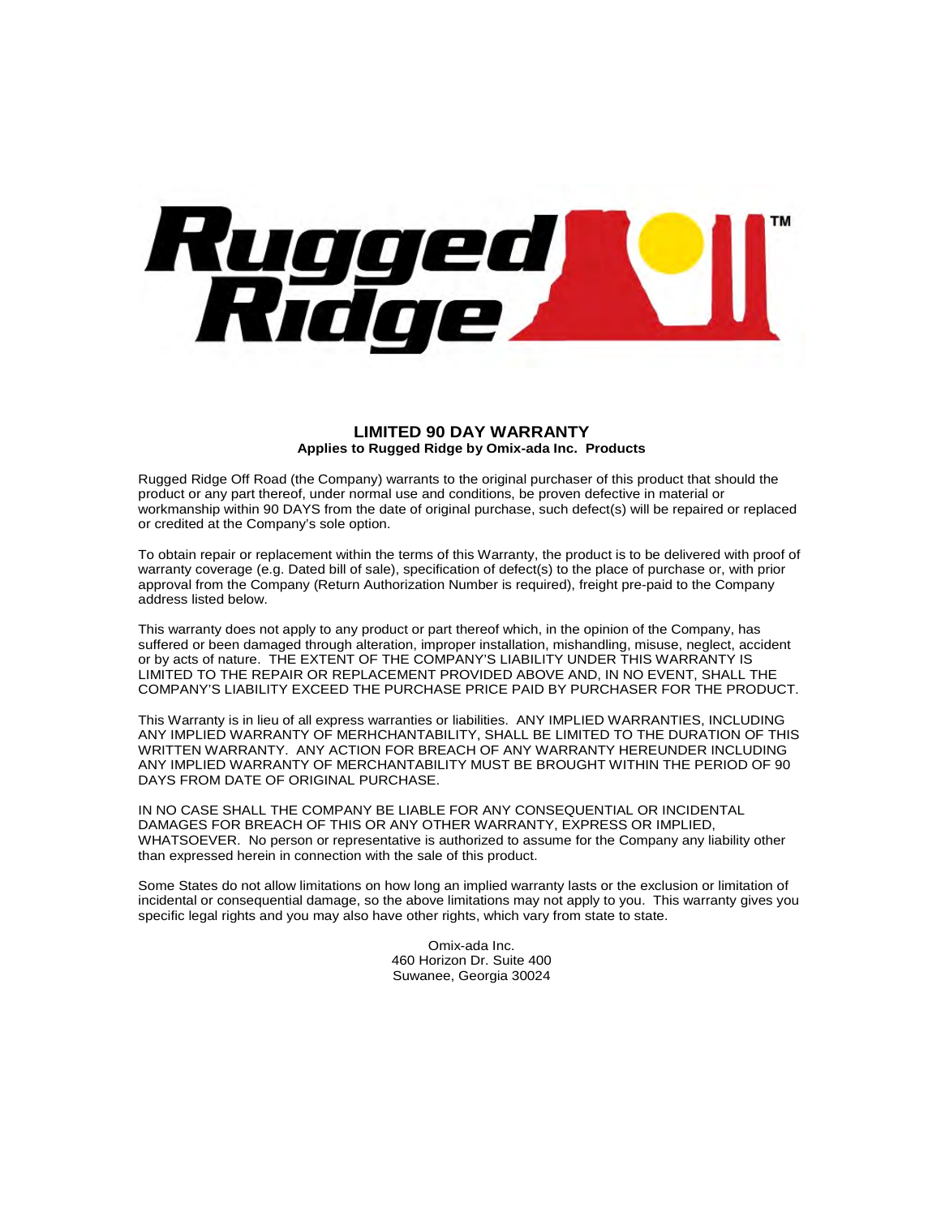## LIMITED 90 DAY WARRANTY

**Applies to Rugged Ridge by Omix-ada Inc. Products**

Rugged Ridge Off Road (the Company) warrants to the original purchaser of this product that should the product or any part thereof, under normal use and conditions, be proven defective in material or workmanship within 90 DAYS from the date of original purchase, such defect(s) will be repaired or replaced or credited at the Company's sole option.

To obtain repair or replacement within the terms of this Warranty, the product is to be delivered with proof of warranty coverage (e.g. Dated bill of sale), specification of defect(s) to the place of purchase or, with prior approval from the Company (Return Authorization Number is required), freight pre-paid to the Company address listed below.

This warranty does not apply to any product or part thereof which, in the opinion of the Company, has suffered or been damaged through alteration, improper installation, mishandling, misuse, neglect, accident or by acts of nature. THE EXTENT OF THE COMPANY'S LIABILITY UNDER THIS WARRANTY IS LIMITED TO THE REPAIR OR REPLACEMENT PROVIDED ABOVE AND, IN NO EVENT, SHALL THE COMPANY'S LIABILITY EXCEED THE PURCHASE PRICE PAID BY PURCHASER FOR THE PRODUCT.

This Warranty is in lieu of all express warranties or liabilities. ANY IMPLIED WARRANTIES, INCLUDING ANY IMPLIED WARRANTY OF MERHCHANTABILITY, SHALL BE LIMITED TO THE DURATION OF THIS WRITTEN WARRANTY. ANY ACTION FOR BREACH OF ANY WARRANTY HEREUNDER INCLUDING ANY IMPLIED WARRANTY OF MERCHANTABILITY MUST BE BROUGHT WITHIN THE PERIOD OF 90 DAYS FROM DATE OF ORIGINAL PURCHASE.

IN NO CASE SHALL THE COMPANY BE LIABLE FOR ANY CONSEQUENTIAL OR INCIDENTAL DAMAGES FOR BREACH OF THIS OR ANY OTHER WARRANTY, EXPRESS OR IMPLIED, WHATSOEVER. No person or representative is authorized to assume for the Company any liability other than expressed herein in connection with the sale of this product.

Some States do not allow limitations on how long an implied warranty lasts or the exclusion or limitation of incidental or consequential damage, so the above limitations may not apply to you. This warranty gives you specific legal rights and you may also have other rights, which vary from state to state.

Omix-ada Inc.
460 Horizon Dr. Suite 400
Suwanee, Georgia 30024